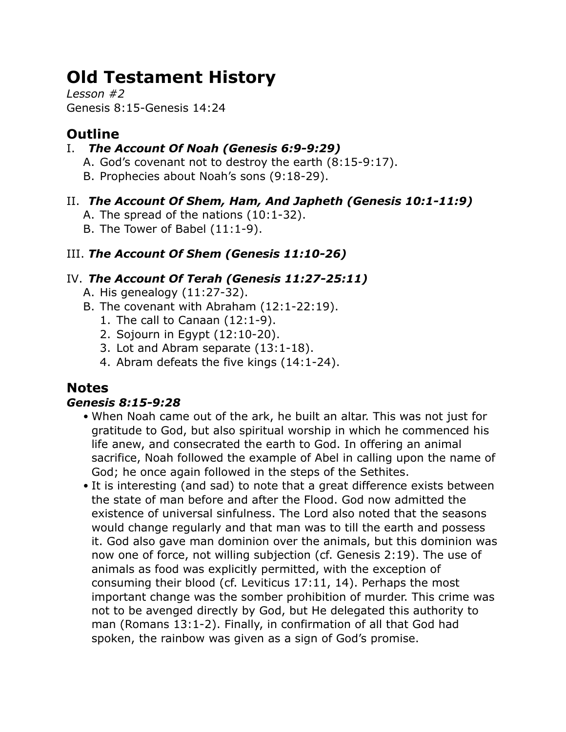# Old Testament History

*Lesson #2*
Genesis 8:15-Genesis 14:24

## Outline

I. ***The Account Of Noah (Genesis 6:9-9:29)***
   A. God's covenant not to destroy the earth (8:15-9:17).
   B. Prophecies about Noah's sons (9:18-29).

II. ***The Account Of Shem, Ham, And Japheth (Genesis 10:1-11:9)***
   A. The spread of the nations (10:1-32).
   B. The Tower of Babel (11:1-9).

III. ***The Account Of Shem (Genesis 11:10-26)***

IV. ***The Account Of Terah (Genesis 11:27-25:11)***
   A. His genealogy (11:27-32).
   B. The covenant with Abraham (12:1-22:19).
      1. The call to Canaan (12:1-9).
      2. Sojourn in Egypt (12:10-20).
      3. Lot and Abram separate (13:1-18).
      4. Abram defeats the five kings (14:1-24).

## Notes

### *Genesis 8:15-9:28*

- When Noah came out of the ark, he built an altar. This was not just for gratitude to God, but also spiritual worship in which he commenced his life anew, and consecrated the earth to God. In offering an animal sacrifice, Noah followed the example of Abel in calling upon the name of God; he once again followed in the steps of the Sethites.
- It is interesting (and sad) to note that a great difference exists between the state of man before and after the Flood. God now admitted the existence of universal sinfulness. The Lord also noted that the seasons would change regularly and that man was to till the earth and possess it. God also gave man dominion over the animals, but this dominion was now one of force, not willing subjection (cf. Genesis 2:19). The use of animals as food was explicitly permitted, with the exception of consuming their blood (cf. Leviticus 17:11, 14). Perhaps the most important change was the somber prohibition of murder. This crime was not to be avenged directly by God, but He delegated this authority to man (Romans 13:1-2). Finally, in confirmation of all that God had spoken, the rainbow was given as a sign of God's promise.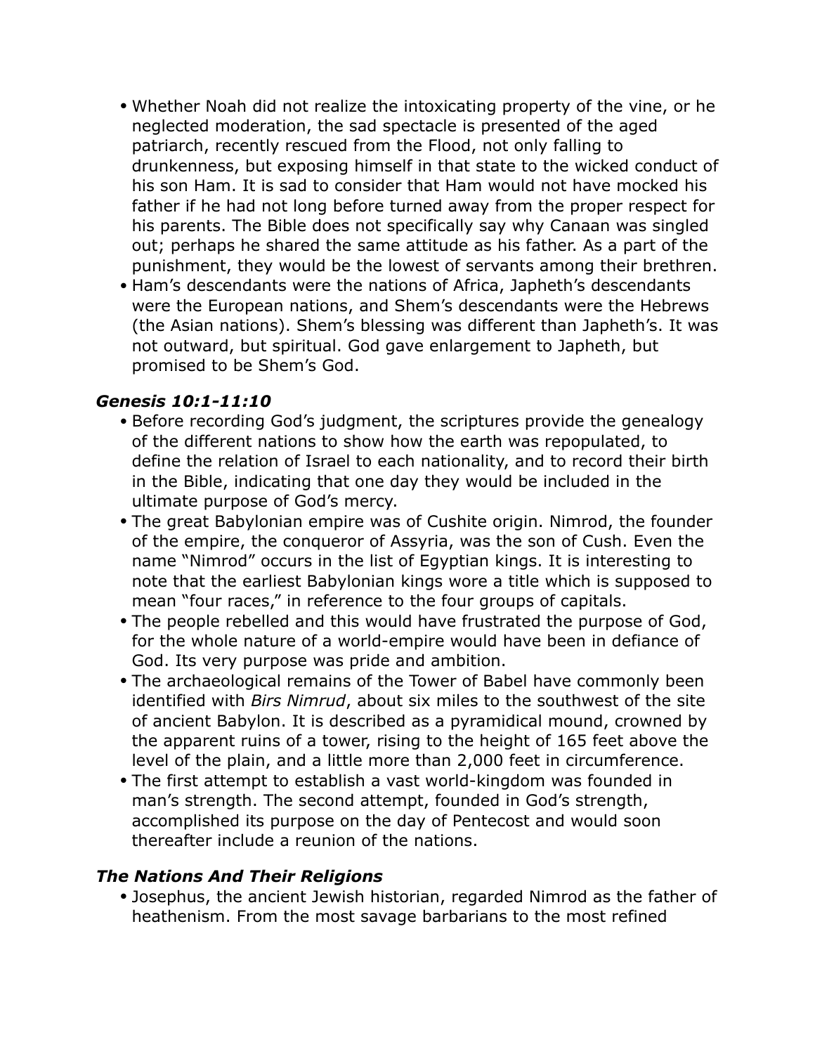- Whether Noah did not realize the intoxicating property of the vine, or he neglected moderation, the sad spectacle is presented of the aged patriarch, recently rescued from the Flood, not only falling to drunkenness, but exposing himself in that state to the wicked conduct of his son Ham. It is sad to consider that Ham would not have mocked his father if he had not long before turned away from the proper respect for his parents. The Bible does not specifically say why Canaan was singled out; perhaps he shared the same attitude as his father. As a part of the punishment, they would be the lowest of servants among their brethren.
- Ham's descendants were the nations of Africa, Japheth's descendants were the European nations, and Shem's descendants were the Hebrews (the Asian nations). Shem's blessing was different than Japheth's. It was not outward, but spiritual. God gave enlargement to Japheth, but promised to be Shem's God.

### *Genesis 10:1-11:10*

- Before recording God's judgment, the scriptures provide the genealogy of the different nations to show how the earth was repopulated, to define the relation of Israel to each nationality, and to record their birth in the Bible, indicating that one day they would be included in the ultimate purpose of God's mercy.
- The great Babylonian empire was of Cushite origin. Nimrod, the founder of the empire, the conqueror of Assyria, was the son of Cush. Even the name "Nimrod" occurs in the list of Egyptian kings. It is interesting to note that the earliest Babylonian kings wore a title which is supposed to mean "four races," in reference to the four groups of capitals.
- The people rebelled and this would have frustrated the purpose of God, for the whole nature of a world-empire would have been in defiance of God. Its very purpose was pride and ambition.
- The archaeological remains of the Tower of Babel have commonly been identified with *Birs Nimrud*, about six miles to the southwest of the site of ancient Babylon. It is described as a pyramidical mound, crowned by the apparent ruins of a tower, rising to the height of 165 feet above the level of the plain, and a little more than 2,000 feet in circumference.
- The first attempt to establish a vast world-kingdom was founded in man's strength. The second attempt, founded in God's strength, accomplished its purpose on the day of Pentecost and would soon thereafter include a reunion of the nations.

### *The Nations And Their Religions*

- Josephus, the ancient Jewish historian, regarded Nimrod as the father of heathenism. From the most savage barbarians to the most refined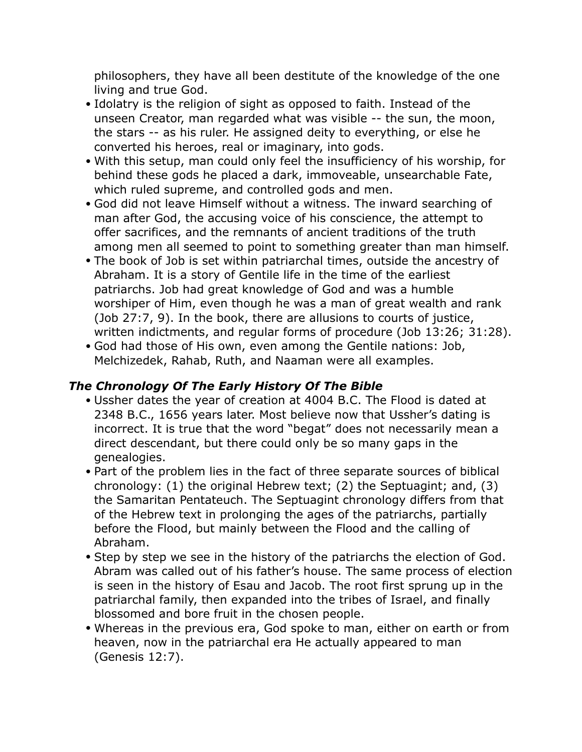philosophers, they have all been destitute of the knowledge of the one living and true God.

- Idolatry is the religion of sight as opposed to faith. Instead of the unseen Creator, man regarded what was visible -- the sun, the moon, the stars -- as his ruler. He assigned deity to everything, or else he converted his heroes, real or imaginary, into gods.
- With this setup, man could only feel the insufficiency of his worship, for behind these gods he placed a dark, immoveable, unsearchable Fate, which ruled supreme, and controlled gods and men.
- God did not leave Himself without a witness. The inward searching of man after God, the accusing voice of his conscience, the attempt to offer sacrifices, and the remnants of ancient traditions of the truth among men all seemed to point to something greater than man himself.
- The book of Job is set within patriarchal times, outside the ancestry of Abraham. It is a story of Gentile life in the time of the earliest patriarchs. Job had great knowledge of God and was a humble worshiper of Him, even though he was a man of great wealth and rank (Job 27:7, 9). In the book, there are allusions to courts of justice, written indictments, and regular forms of procedure (Job 13:26; 31:28).
- God had those of His own, even among the Gentile nations: Job, Melchizedek, Rahab, Ruth, and Naaman were all examples.

### *The Chronology Of The Early History Of The Bible*

- Ussher dates the year of creation at 4004 B.C. The Flood is dated at 2348 B.C., 1656 years later. Most believe now that Ussher's dating is incorrect. It is true that the word "begat" does not necessarily mean a direct descendant, but there could only be so many gaps in the genealogies.
- Part of the problem lies in the fact of three separate sources of biblical chronology: (1) the original Hebrew text; (2) the Septuagint; and, (3) the Samaritan Pentateuch. The Septuagint chronology differs from that of the Hebrew text in prolonging the ages of the patriarchs, partially before the Flood, but mainly between the Flood and the calling of Abraham.
- Step by step we see in the history of the patriarchs the election of God. Abram was called out of his father's house. The same process of election is seen in the history of Esau and Jacob. The root first sprung up in the patriarchal family, then expanded into the tribes of Israel, and finally blossomed and bore fruit in the chosen people.
- Whereas in the previous era, God spoke to man, either on earth or from heaven, now in the patriarchal era He actually appeared to man (Genesis 12:7).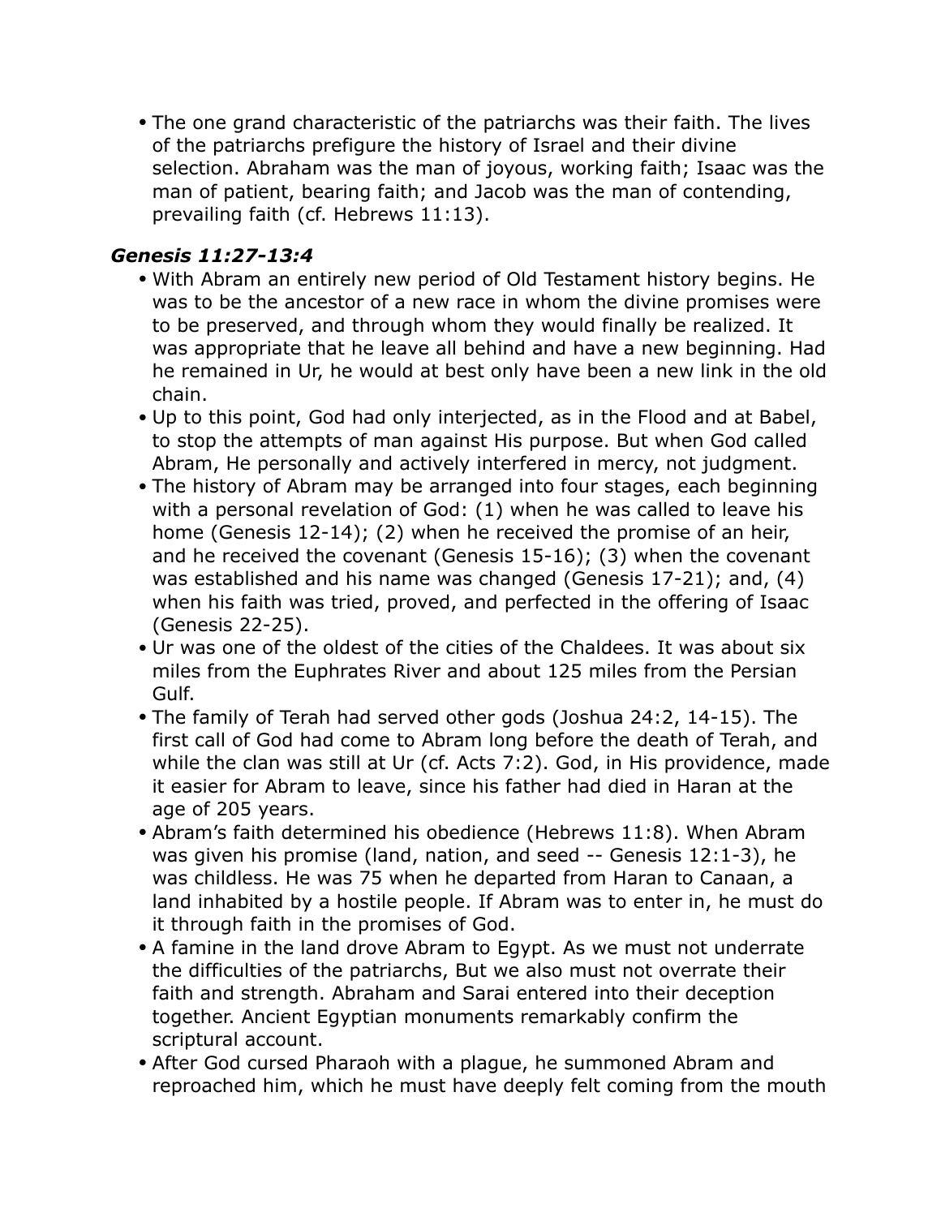- The one grand characteristic of the patriarchs was their faith. The lives of the patriarchs prefigure the history of Israel and their divine selection. Abraham was the man of joyous, working faith; Isaac was the man of patient, bearing faith; and Jacob was the man of contending, prevailing faith (cf. Hebrews 11:13).

### *Genesis 11:27-13:4*

- With Abram an entirely new period of Old Testament history begins. He was to be the ancestor of a new race in whom the divine promises were to be preserved, and through whom they would finally be realized. It was appropriate that he leave all behind and have a new beginning. Had he remained in Ur, he would at best only have been a new link in the old chain.
- Up to this point, God had only interjected, as in the Flood and at Babel, to stop the attempts of man against His purpose. But when God called Abram, He personally and actively interfered in mercy, not judgment.
- The history of Abram may be arranged into four stages, each beginning with a personal revelation of God: (1) when he was called to leave his home (Genesis 12-14); (2) when he received the promise of an heir, and he received the covenant (Genesis 15-16); (3) when the covenant was established and his name was changed (Genesis 17-21); and, (4) when his faith was tried, proved, and perfected in the offering of Isaac (Genesis 22-25).
- Ur was one of the oldest of the cities of the Chaldees. It was about six miles from the Euphrates River and about 125 miles from the Persian Gulf.
- The family of Terah had served other gods (Joshua 24:2, 14-15). The first call of God had come to Abram long before the death of Terah, and while the clan was still at Ur (cf. Acts 7:2). God, in His providence, made it easier for Abram to leave, since his father had died in Haran at the age of 205 years.
- Abram's faith determined his obedience (Hebrews 11:8). When Abram was given his promise (land, nation, and seed -- Genesis 12:1-3), he was childless. He was 75 when he departed from Haran to Canaan, a land inhabited by a hostile people. If Abram was to enter in, he must do it through faith in the promises of God.
- A famine in the land drove Abram to Egypt. As we must not underrate the difficulties of the patriarchs, But we also must not overrate their faith and strength. Abraham and Sarai entered into their deception together. Ancient Egyptian monuments remarkably confirm the scriptural account.
- After God cursed Pharaoh with a plague, he summoned Abram and reproached him, which he must have deeply felt coming from the mouth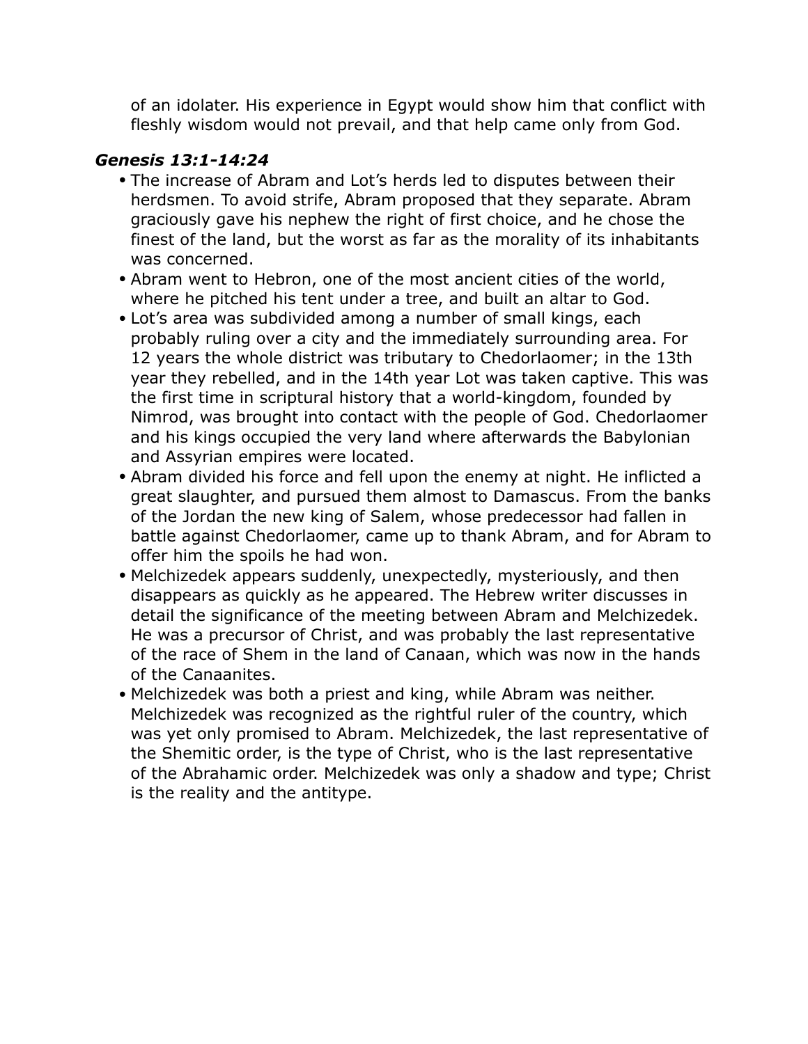of an idolater. His experience in Egypt would show him that conflict with fleshly wisdom would not prevail, and that help came only from God.

***Genesis 13:1-14:24***

- The increase of Abram and Lot's herds led to disputes between their herdsmen. To avoid strife, Abram proposed that they separate. Abram graciously gave his nephew the right of first choice, and he chose the finest of the land, but the worst as far as the morality of its inhabitants was concerned.
- Abram went to Hebron, one of the most ancient cities of the world, where he pitched his tent under a tree, and built an altar to God.
- Lot's area was subdivided among a number of small kings, each probably ruling over a city and the immediately surrounding area. For 12 years the whole district was tributary to Chedorlaomer; in the 13th year they rebelled, and in the 14th year Lot was taken captive. This was the first time in scriptural history that a world-kingdom, founded by Nimrod, was brought into contact with the people of God. Chedorlaomer and his kings occupied the very land where afterwards the Babylonian and Assyrian empires were located.
- Abram divided his force and fell upon the enemy at night. He inflicted a great slaughter, and pursued them almost to Damascus. From the banks of the Jordan the new king of Salem, whose predecessor had fallen in battle against Chedorlaomer, came up to thank Abram, and for Abram to offer him the spoils he had won.
- Melchizedek appears suddenly, unexpectedly, mysteriously, and then disappears as quickly as he appeared. The Hebrew writer discusses in detail the significance of the meeting between Abram and Melchizedek. He was a precursor of Christ, and was probably the last representative of the race of Shem in the land of Canaan, which was now in the hands of the Canaanites.
- Melchizedek was both a priest and king, while Abram was neither. Melchizedek was recognized as the rightful ruler of the country, which was yet only promised to Abram. Melchizedek, the last representative of the Shemitic order, is the type of Christ, who is the last representative of the Abrahamic order. Melchizedek was only a shadow and type; Christ is the reality and the antitype.